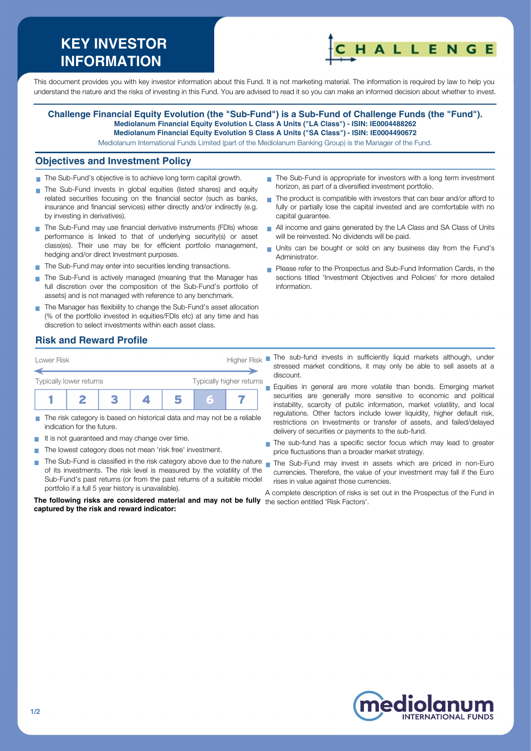# KEY INVESTOR INFORMATION

This document provides you with key investor information about this Fund. It is not marketing material. The information is required by law to help you understand the nature and the risks of investing in this Fund. You are advised to read it so you can make an informed decision about whether to invest.

**Challenge Financial Equity Evolution (the "Sub-Fund") is a Sub-Fund of Challenge Funds (the "Fund").**
**Mediolanum Financial Equity Evolution L Class A Units ("LA Class") - ISIN: IE0004488262**
**Mediolanum Financial Equity Evolution S Class A Units ("SA Class") - ISIN: IE0004490672**

Mediolanum International Funds Limited (part of the Mediolanum Banking Group) is the Manager of the Fund.

## Objectives and Investment Policy

- The Sub-Fund's objective is to achieve long term capital growth.
- The Sub-Fund invests in global equities (listed shares) and equity related securities focusing on the financial sector (such as banks, insurance and financial services) either directly and/or indirectly (e.g. by investing in derivatives).
- The Sub-Fund may use financial derivative instruments (FDIs) whose performance is linked to that of underlying security(s) or asset class(es). Their use may be for efficient portfolio management, hedging and/or direct Investment purposes.
- The Sub-Fund may enter into securities lending transactions.
- The Sub-Fund is actively managed (meaning that the Manager has full discretion over the composition of the Sub-Fund's portfolio of assets) and is not managed with reference to any benchmark.
- The Manager has flexibility to change the Sub-Fund's asset allocation (% of the portfolio invested in equities/FDIs etc) at any time and has discretion to select investments within each asset class.
- The Sub-Fund is appropriate for investors with a long term investment horizon, as part of a diversified investment portfolio.
- The product is compatible with investors that can bear and/or afford to fully or partially lose the capital invested and are comfortable with no capital guarantee.
- All income and gains generated by the LA Class and SA Class of Units will be reinvested. No dividends will be paid.
- Units can be bought or sold on any business day from the Fund's Administrator.
- Please refer to the Prospectus and Sub-Fund Information Cards, in the sections titled 'Investment Objectives and Policies' for more detailed information.

## Risk and Reward Profile

Lower Risk — Higher Risk

Typically lower returns — Typically higher returns

| 1 | 2 | 3 | 4 | 5 | **6** | 7 |
|---|---|---|---|---|---|---|

- The risk category is based on historical data and may not be a reliable indication for the future.
- It is not guaranteed and may change over time.
- The lowest category does not mean 'risk free' investment.
- The Sub-Fund is classified in the risk category above due to the nature of its investments. The risk level is measured by the volatility of the Sub-Fund's past returns (or from the past returns of a suitable model portfolio if a full 5 year history is unavailable).

**The following risks are considered material and may not be fully captured by the risk and reward indicator:**

- The sub-fund invests in sufficiently liquid markets although, under stressed market conditions, it may only be able to sell assets at a discount.
- Equities in general are more volatile than bonds. Emerging market securities are generally more sensitive to economic and political instability, scarcity of public information, market volatility, and local regulations. Other factors include lower liquidity, higher default risk, restrictions on Investments or transfer of assets, and failed/delayed delivery of securities or payments to the sub-fund.
- The sub-fund has a specific sector focus which may lead to greater price fluctuations than a broader market strategy.
- The Sub-Fund may invest in assets which are priced in non-Euro currencies. Therefore, the value of your investment may fall if the Euro rises in value against those currencies.

A complete description of risks is set out in the Prospectus of the Fund in the section entitled 'Risk Factors'.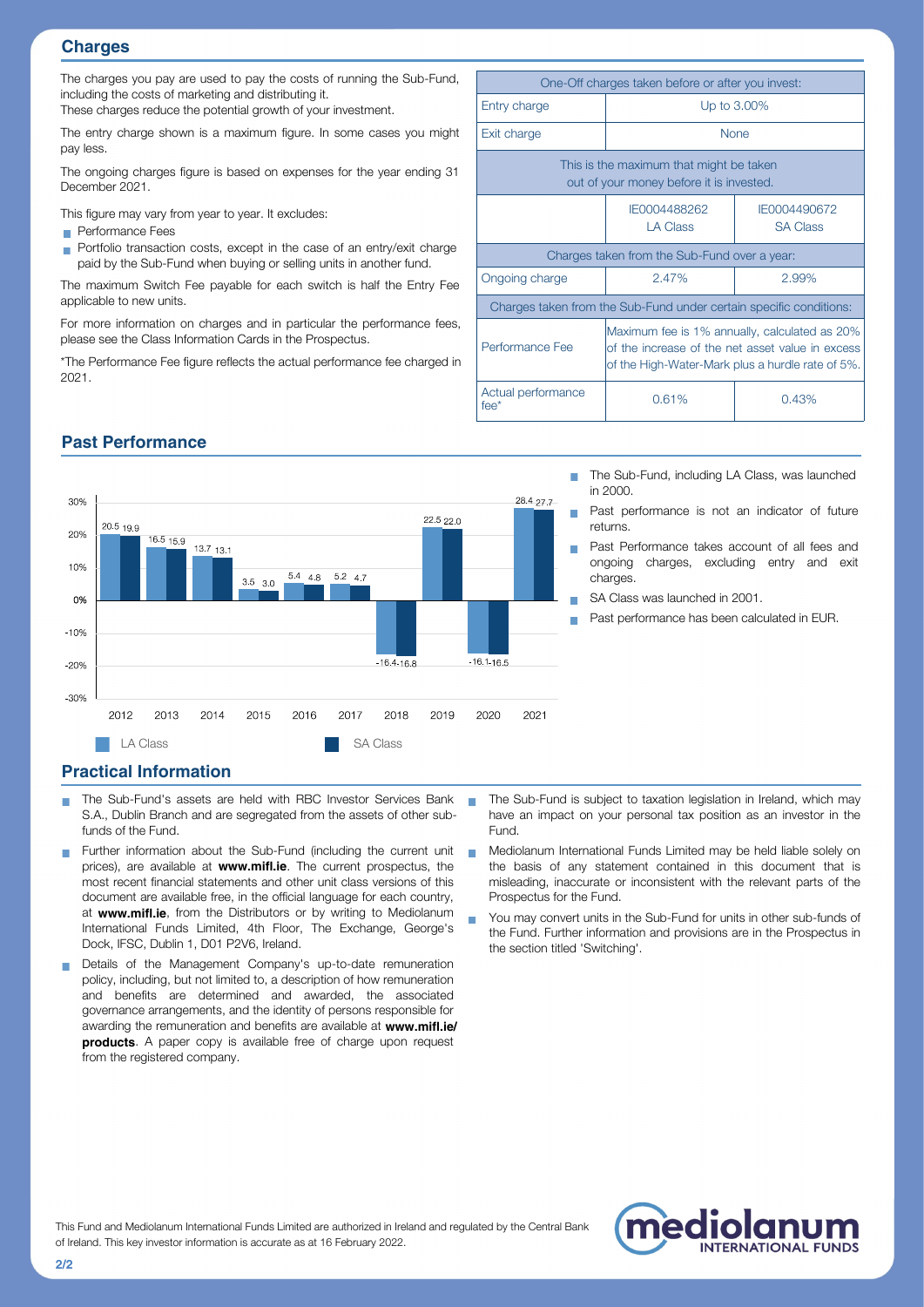## Charges

The charges you pay are used to pay the costs of running the Sub-Fund, including the costs of marketing and distributing it.
These charges reduce the potential growth of your investment.

The entry charge shown is a maximum figure. In some cases you might pay less.

The ongoing charges figure is based on expenses for the year ending 31 December 2021.

This figure may vary from year to year. It excludes:

- Performance Fees
- Portfolio transaction costs, except in the case of an entry/exit charge paid by the Sub-Fund when buying or selling units in another fund.

The maximum Switch Fee payable for each switch is half the Entry Fee applicable to new units.

For more information on charges and in particular the performance fees, please see the Class Information Cards in the Prospectus.

*The Performance Fee figure reflects the actual performance fee charged in 2021.

| One-Off charges taken before or after you invest: | | |
|---|---|---|
| Entry charge | Up to 3.00% | |
| Exit charge | None | |
| This is the maximum that might be taken out of your money before it is invested. | | |
| | IE0004488262 LA Class | IE0004490672 SA Class |
| Charges taken from the Sub-Fund over a year: | | |
| Ongoing charge | 2.47% | 2.99% |
| Charges taken from the Sub-Fund under certain specific conditions: | | |
| Performance Fee | Maximum fee is 1% annually, calculated as 20% of the increase of the net asset value in excess of the High-Water-Mark plus a hurdle rate of 5%. | |
| Actual performance fee* | 0.61% | 0.43% |

## Past Performance

30%
20%
10%
0%
-10%
-20%
-30%

2012: 20.5 19.9
2013: 16.5 15.9
2014: 13.7 13.1
2015: 3.5 3.0
2016: 5.4 4.8
2017: 5.2 4.7
2018: -16.4 -16.8
2019: 22.5 22.0
2020: -16.1 -16.5
2021: 28.4 27.7

LA Class
SA Class

- The Sub-Fund, including LA Class, was launched in 2000.
- Past performance is not an indicator of future returns.
- Past Performance takes account of all fees and ongoing charges, excluding entry and exit charges.
- SA Class was launched in 2001.
- Past performance has been calculated in EUR.

## Practical Information

- The Sub-Fund's assets are held with RBC Investor Services Bank S.A., Dublin Branch and are segregated from the assets of other sub-funds of the Fund.
- Further information about the Sub-Fund (including the current unit prices), are available at **www.mifl.ie**. The current prospectus, the most recent financial statements and other unit class versions of this document are available free, in the official language for each country, at **www.mifl.ie**, from the Distributors or by writing to Mediolanum International Funds Limited, 4th Floor, The Exchange, George's Dock, IFSC, Dublin 1, D01 P2V6, Ireland.
- Details of the Management Company's up-to-date remuneration policy, including, but not limited to, a description of how remuneration and benefits are determined and awarded, the associated governance arrangements, and the identity of persons responsible for awarding the remuneration and benefits are available at **www.mifl.ie/products**. A paper copy is available free of charge upon request from the registered company.
- The Sub-Fund is subject to taxation legislation in Ireland, which may have an impact on your personal tax position as an investor in the Fund.
- Mediolanum International Funds Limited may be held liable solely on the basis of any statement contained in this document that is misleading, inaccurate or inconsistent with the relevant parts of the Prospectus for the Fund.
- You may convert units in the Sub-Fund for units in other sub-funds of the Fund. Further information and provisions are in the Prospectus in the section titled 'Switching'.

This Fund and Mediolanum International Funds Limited are authorized in Ireland and regulated by the Central Bank of Ireland. This key investor information is accurate as at 16 February 2022.

mediolanum INTERNATIONAL FUNDS